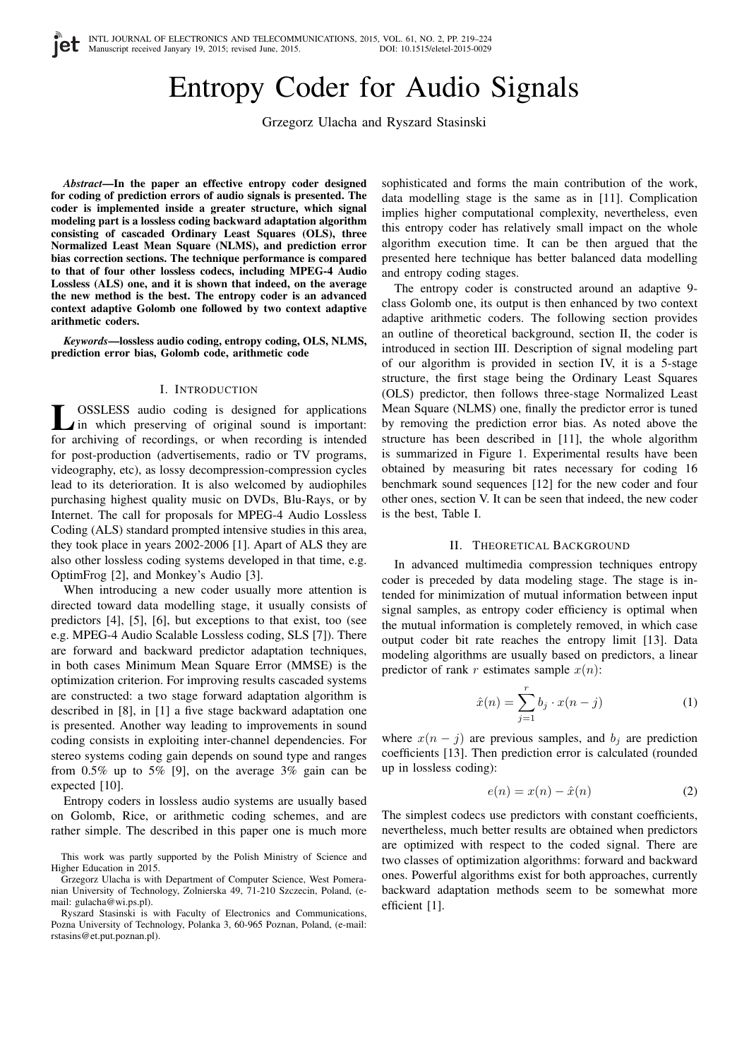# Entropy Coder for Audio Signals

Grzegorz Ulacha and Ryszard Stasinski

***Abstract*—In the paper an effective entropy coder designed for coding of prediction errors of audio signals is presented. The coder is implemented inside a greater structure, which signal modeling part is a lossless coding backward adaptation algorithm consisting of cascaded Ordinary Least Squares (OLS), three Normalized Least Mean Square (NLMS), and prediction error bias correction sections. The technique performance is compared to that of four other lossless codecs, including MPEG-4 Audio Lossless (ALS) one, and it is shown that indeed, on the average the new method is the best. The entropy coder is an advanced context adaptive Golomb one followed by two context adaptive arithmetic coders.**

***Keywords*—lossless audio coding, entropy coding, OLS, NLMS, prediction error bias, Golomb code, arithmetic code**

## I. Introduction

Lossless audio coding is designed for applications in which preserving of original sound is important: for archiving of recordings, or when recording is intended for post-production (advertisements, radio or TV programs, videography, etc), as lossy decompression-compression cycles lead to its deterioration. It is also welcomed by audiophiles purchasing highest quality music on DVDs, Blu-Rays, or by Internet. The call for proposals for MPEG-4 Audio Lossless Coding (ALS) standard prompted intensive studies in this area, they took place in years 2002-2006 [1]. Apart of ALS they are also other lossless coding systems developed in that time, e.g. OptimFrog [2], and Monkey's Audio [3].

When introducing a new coder usually more attention is directed toward data modelling stage, it usually consists of predictors [4], [5], [6], but exceptions to that exist, too (see e.g. MPEG-4 Audio Scalable Lossless coding, SLS [7]). There are forward and backward predictor adaptation techniques, in both cases Minimum Mean Square Error (MMSE) is the optimization criterion. For improving results cascaded systems are constructed: a two stage forward adaptation algorithm is described in [8], in [1] a five stage backward adaptation one is presented. Another way leading to improvements in sound coding consists in exploiting inter-channel dependencies. For stereo systems coding gain depends on sound type and ranges from 0.5% up to 5% [9], on the average 3% gain can be expected [10].

Entropy coders in lossless audio systems are usually based on Golomb, Rice, or arithmetic coding schemes, and are rather simple. The described in this paper one is much more sophisticated and forms the main contribution of the work, data modelling stage is the same as in [11]. Complication implies higher computational complexity, nevertheless, even this entropy coder has relatively small impact on the whole algorithm execution time. It can be then argued that the presented here technique has better balanced data modelling and entropy coding stages.

The entropy coder is constructed around an adaptive 9-class Golomb one, its output is then enhanced by two context adaptive arithmetic coders. The following section provides an outline of theoretical background, section II, the coder is introduced in section III. Description of signal modeling part of our algorithm is provided in section IV, it is a 5-stage structure, the first stage being the Ordinary Least Squares (OLS) predictor, then follows three-stage Normalized Least Mean Square (NLMS) one, finally the predictor error is tuned by removing the prediction error bias. As noted above the structure has been described in [11], the whole algorithm is summarized in Figure 1. Experimental results have been obtained by measuring bit rates necessary for coding 16 benchmark sound sequences [12] for the new coder and four other ones, section V. It can be seen that indeed, the new coder is the best, Table I.

## II. Theoretical Background

In advanced multimedia compression techniques entropy coder is preceded by data modeling stage. The stage is intended for minimization of mutual information between input signal samples, as entropy coder efficiency is optimal when the mutual information is completely removed, in which case output coder bit rate reaches the entropy limit [13]. Data modeling algorithms are usually based on predictors, a linear predictor of rank $r$ estimates sample $x(n)$:

$$\hat{x}(n) = \sum_{j=1}^{r} b_j \cdot x(n-j) \tag{1}$$

where $x(n-j)$ are previous samples, and $b_j$ are prediction coefficients [13]. Then prediction error is calculated (rounded up in lossless coding):

$$e(n) = x(n) - \hat{x}(n) \tag{2}$$

The simplest codecs use predictors with constant coefficients, nevertheless, much better results are obtained when predictors are optimized with respect to the coded signal. There are two classes of optimization algorithms: forward and backward ones. Powerful algorithms exist for both approaches, currently backward adaptation methods seem to be somewhat more efficient [1].

This work was partly supported by the Polish Ministry of Science and Higher Education in 2015.

Grzegorz Ulacha is with Department of Computer Science, West Pomeranian University of Technology, Zolnierska 49, 71-210 Szczecin, Poland, (e-mail: gulacha@wi.ps.pl).

Ryszard Stasinski is with Faculty of Electronics and Communications, Pozna University of Technology, Polanka 3, 60-965 Poznan, Poland, (e-mail: rstasins@et.put.poznan.pl).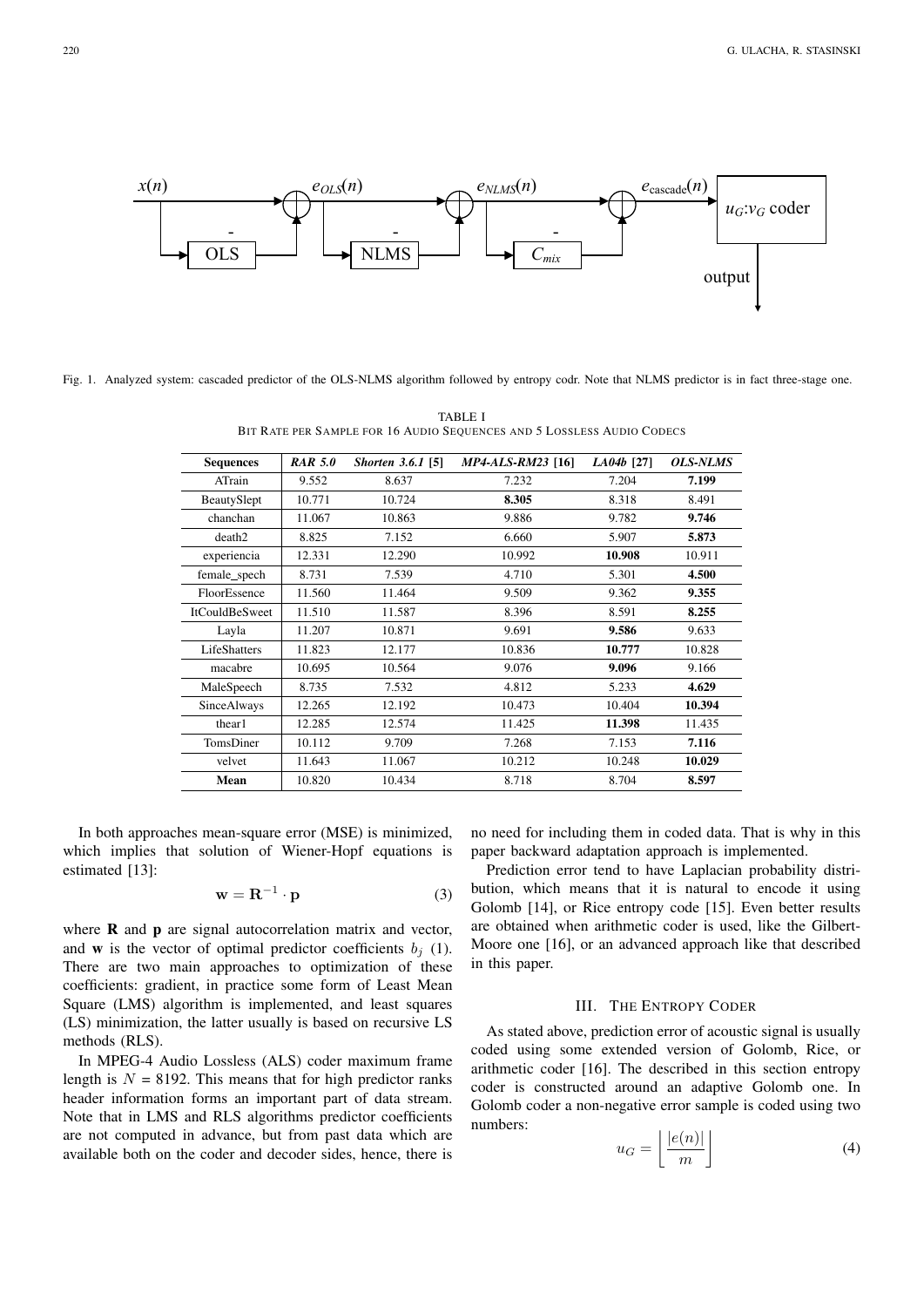Fig. 1. Analyzed system: cascaded predictor of the OLS-NLMS algorithm followed by entropy codr. Note that NLMS predictor is in fact three-stage one.

TABLE I
BIT RATE PER SAMPLE FOR 16 AUDIO SEQUENCES AND 5 LOSSLESS AUDIO CODECS

| Sequences | *RAR 5.0* | *Shorten 3.6.1* [5] | *MP4-ALS-RM23* [16] | *LA04b* [27] | *OLS-NLMS* |
|---|---|---|---|---|---|
| ATrain | 9.552 | 8.637 | 7.232 | 7.204 | **7.199** |
| BeautySlept | 10.771 | 10.724 | **8.305** | 8.318 | 8.491 |
| chanchan | 11.067 | 10.863 | 9.886 | 9.782 | **9.746** |
| death2 | 8.825 | 7.152 | 6.660 | 5.907 | **5.873** |
| experiencia | 12.331 | 12.290 | 10.992 | **10.908** | 10.911 |
| female_spech | 8.731 | 7.539 | 4.710 | 5.301 | **4.500** |
| FloorEssence | 11.560 | 11.464 | 9.509 | 9.362 | **9.355** |
| ItCouldBeSweet | 11.510 | 11.587 | 8.396 | 8.591 | **8.255** |
| Layla | 11.207 | 10.871 | 9.691 | **9.586** | 9.633 |
| LifeShatters | 11.823 | 12.177 | 10.836 | **10.777** | 10.828 |
| macabre | 10.695 | 10.564 | 9.076 | **9.096** | 9.166 |
| MaleSpeech | 8.735 | 7.532 | 4.812 | 5.233 | **4.629** |
| SinceAlways | 12.265 | 12.192 | 10.473 | 10.404 | **10.394** |
| thear1 | 12.285 | 12.574 | 11.425 | **11.398** | 11.435 |
| TomsDiner | 10.112 | 9.709 | 7.268 | 7.153 | **7.116** |
| velvet | 11.643 | 11.067 | 10.212 | 10.248 | **10.029** |
| **Mean** | 10.820 | 10.434 | 8.718 | 8.704 | **8.597** |

In both approaches mean-square error (MSE) is minimized, which implies that solution of Wiener-Hopf equations is estimated [13]:

$$\mathbf{w} = \mathbf{R}^{-1} \cdot \mathbf{p} \tag{3}$$

where **R** and **p** are signal autocorrelation matrix and vector, and **w** is the vector of optimal predictor coefficients $b_j$ (1). There are two main approaches to optimization of these coefficients: gradient, in practice some form of Least Mean Square (LMS) algorithm is implemented, and least squares (LS) minimization, the latter usually is based on recursive LS methods (RLS).

In MPEG-4 Audio Lossless (ALS) coder maximum frame length is $N$ = 8192. This means that for high predictor ranks header information forms an important part of data stream. Note that in LMS and RLS algorithms predictor coefficients are not computed in advance, but from past data which are available both on the coder and decoder sides, hence, there is no need for including them in coded data. That is why in this paper backward adaptation approach is implemented.

Prediction error tend to have Laplacian probability distribution, which means that it is natural to encode it using Golomb [14], or Rice entropy code [15]. Even better results are obtained when arithmetic coder is used, like the Gilbert-Moore one [16], or an advanced approach like that described in this paper.

## III. THE ENTROPY CODER

As stated above, prediction error of acoustic signal is usually coded using some extended version of Golomb, Rice, or arithmetic coder [16]. The described in this section entropy coder is constructed around an adaptive Golomb one. In Golomb coder a non-negative error sample is coded using two numbers:

$$u_G = \left\lfloor \frac{|e(n)|}{m} \right\rfloor \tag{4}$$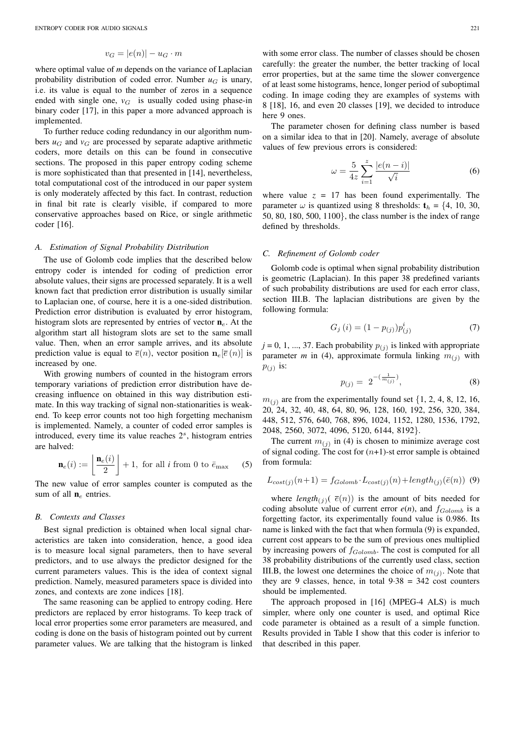$$v_G = |e(n)| - u_G \cdot m$$

where optimal value of *m* depends on the variance of Laplacian probability distribution of coded error. Number $u_G$ is unary, i.e. its value is equal to the number of zeros in a sequence ended with single one, $v_G$ is usually coded using phase-in binary coder [17], in this paper a more advanced approach is implemented.

To further reduce coding redundancy in our algorithm numbers $u_G$ and $v_G$ are processed by separate adaptive arithmetic coders, more details on this can be found in consecutive sections. The proposed in this paper entropy coding scheme is more sophisticated than that presented in [14], nevertheless, total computational cost of the introduced in our paper system is only moderately affected by this fact. In contrast, reduction in final bit rate is clearly visible, if compared to more conservative approaches based on Rice, or single arithmetic coder [16].

### A. Estimation of Signal Probability Distribution

The use of Golomb code implies that the described below entropy coder is intended for coding of prediction error absolute values, their signs are processed separately. It is a well known fact that prediction error distribution is usually similar to Laplacian one, of course, here it is a one-sided distribution. Prediction error distribution is evaluated by error histogram, histogram slots are represented by entries of vector $\mathbf{n}_e$. At the algorithm start all histogram slots are set to the same small value. Then, when an error sample arrives, and its absolute prediction value is equal to $\bar{e}(n)$, vector position $\mathbf{n}_e[\bar{e}(n)]$ is increased by one.

With growing numbers of counted in the histogram errors temporary variations of prediction error distribution have decreasing influence on obtained in this way distribution estimate. In this way tracking of signal non-stationarities is weakend. To keep error counts not too high forgetting mechanism is implemented. Namely, a counter of coded error samples is introduced, every time its value reaches $2^s$, histogram entries are halved:

$$\mathbf{n}_e(i) := \left\lfloor \frac{\mathbf{n}_e(i)}{2} \right\rfloor + 1, \text{ for all } i \text{ from 0 to } \bar{e}_{\max} \tag{5}$$

The new value of error samples counter is computed as the sum of all $\mathbf{n}_e$ entries.

### B. Contexts and Classes

Best signal prediction is obtained when local signal characteristics are taken into consideration, hence, a good idea is to measure local signal parameters, then to have several predictors, and to use always the predictor designed for the current parameters values. This is the idea of context signal prediction. Namely, measured parameters space is divided into zones, and contexts are zone indices [18].

The same reasoning can be applied to entropy coding. Here predictors are replaced by error histograms. To keep track of local error properties some error parameters are measured, and coding is done on the basis of histogram pointed out by current parameter values. We are talking that the histogram is linked with some error class. The number of classes should be chosen carefully: the greater the number, the better tracking of local error properties, but at the same time the slower convergence of at least some histograms, hence, longer period of suboptimal coding. In image coding they are examples of systems with 8 [18], 16, and even 20 classes [19], we decided to introduce here 9 ones.

The parameter chosen for defining class number is based on a similar idea to that in [20]. Namely, average of absolute values of few previous errors is considered:

$$\omega = \frac{5}{4z} \sum_{i=1}^{z} \frac{|e(n-i)|}{\sqrt{i}} \tag{6}$$

where value $z$ = 17 has been found experimentally. The parameter $\omega$ is quantized using 8 thresholds: $\mathbf{t}_h$ = {4, 10, 30, 50, 80, 180, 500, 1100}, the class number is the index of range defined by thresholds.

### C. Refinement of Golomb coder

Golomb code is optimal when signal probability distribution is geometric (Laplacian). In this paper 38 predefined variants of such probability distributions are used for each error class, section III.B. The laplacian distributions are given by the following formula:

$$G_j(i) = (1 - p_{(j)}) p_{(j)}^i \tag{7}$$

*j* = 0, 1, ..., 37. Each probability $p_{(j)}$ is linked with appropriate parameter *m* in (4), approximate formula linking $m_{(j)}$ with $p_{(j)}$ is:

$$p_{(j)} = 2^{-\left(\frac{1}{m_{(j)}}\right)}, \tag{8}$$

$m_{(j)}$ are from the experimentally found set {1, 2, 4, 8, 12, 16, 20, 24, 32, 40, 48, 64, 80, 96, 128, 160, 192, 256, 320, 384, 448, 512, 576, 640, 768, 896, 1024, 1152, 1280, 1536, 1792, 2048, 2560, 3072, 4096, 5120, 6144, 8192}.

The current $m_{(j)}$ in (4) is chosen to minimize average cost of signal coding. The cost for (*n*+1)-st error sample is obtained from formula:

$$L_{cost(j)}(n+1) = f_{Golomb} \cdot L_{cost(j)}(n) + length_{(j)}(\bar{e}(n)) \tag{9}$$

where $length_{(j)}(\bar{e}(n))$ is the amount of bits needed for coding absolute value of current error *e*(*n*), and $f_{Golomb}$ is a forgetting factor, its experimentally found value is 0.986. Its name is linked with the fact that when formula (9) is expanded, current cost appears to be the sum of previous ones multiplied by increasing powers of $f_{Golomb}$. The cost is computed for all 38 probability distributions of the currently used class, section III.B, the lowest one determines the choice of $m_{(j)}$. Note that they are 9 classes, hence, in total 9·38 = 342 cost counters should be implemented.

The approach proposed in [16] (MPEG-4 ALS) is much simpler, where only one counter is used, and optimal Rice code parameter is obtained as a result of a simple function. Results provided in Table I show that this coder is inferior to that described in this paper.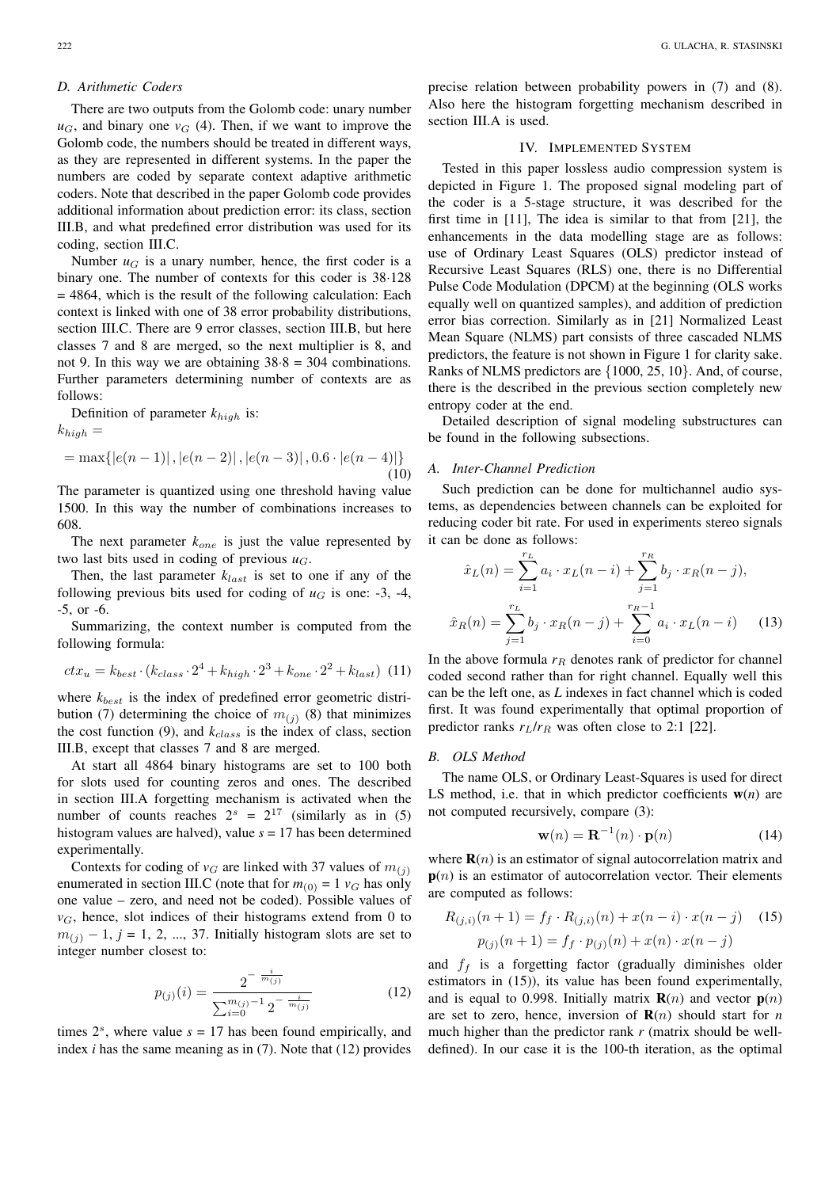### D. Arithmetic Coders

There are two outputs from the Golomb code: unary number $u_G$, and binary one $v_G$ (4). Then, if we want to improve the Golomb code, the numbers should be treated in different ways, as they are represented in different systems. In the paper the numbers are coded by separate context adaptive arithmetic coders. Note that described in the paper Golomb code provides additional information about prediction error: its class, section III.B, and what predefined error distribution was used for its coding, section III.C.

Number $u_G$ is a unary number, hence, the first coder is a binary one. The number of contexts for this coder is 38·128 = 4864, which is the result of the following calculation: Each context is linked with one of 38 error probability distributions, section III.C. There are 9 error classes, section III.B, but here classes 7 and 8 are merged, so the next multiplier is 8, and not 9. In this way we are obtaining 38·8 = 304 combinations. Further parameters determining number of contexts are as follows:

Definition of parameter $k_{high}$ is:

$$k_{high} =$$

$$= \max\{|e(n-1)|, |e(n-2)|, |e(n-3)|, 0.6 \cdot |e(n-4)|\} \tag{10}$$

The parameter is quantized using one threshold having value 1500. In this way the number of combinations increases to 608.

The next parameter $k_{one}$ is just the value represented by two last bits used in coding of previous $u_G$.

Then, the last parameter $k_{last}$ is set to one if any of the following previous bits used for coding of $u_G$ is one: -3, -4, -5, or -6.

Summarizing, the context number is computed from the following formula:

$$ctx_u = k_{best} \cdot (k_{class} \cdot 2^4 + k_{high} \cdot 2^3 + k_{one} \cdot 2^2 + k_{last}) \tag{11}$$

where $k_{best}$ is the index of predefined error geometric distribution (7) determining the choice of $m_{(j)}$ (8) that minimizes the cost function (9), and $k_{class}$ is the index of class, section III.B, except that classes 7 and 8 are merged.

At start all 4864 binary histograms are set to 100 both for slots used for counting zeros and ones. The described in section III.A forgetting mechanism is activated when the number of counts reaches $2^s = 2^{17}$ (similarly as in (5) histogram values are halved), value $s = 17$ has been determined experimentally.

Contexts for coding of $v_G$ are linked with 37 values of $m_{(j)}$ enumerated in section III.C (note that for $m_{(0)} = 1$ $v_G$ has only one value – zero, and need not be coded). Possible values of $v_G$, hence, slot indices of their histograms extend from 0 to $m_{(j)} - 1$, $j$ = 1, 2, ..., 37. Initially histogram slots are set to integer number closest to:

$$p_{(j)}(i) = \frac{2^{-\frac{i}{m_{(j)}}}}{\sum_{i=0}^{m_{(j)}-1} 2^{-\frac{i}{m_{(j)}}}} \tag{12}$$

times $2^s$, where value $s = 17$ has been found empirically, and index $i$ has the same meaning as in (7). Note that (12) provides precise relation between probability powers in (7) and (8). Also here the histogram forgetting mechanism described in section III.A is used.

## IV. Implemented System

Tested in this paper lossless audio compression system is depicted in Figure 1. The proposed signal modeling part of the coder is a 5-stage structure, it was described for the first time in [11], The idea is similar to that from [21], the enhancements in the data modelling stage are as follows: use of Ordinary Least Squares (OLS) predictor instead of Recursive Least Squares (RLS) one, there is no Differential Pulse Code Modulation (DPCM) at the beginning (OLS works equally well on quantized samples), and addition of prediction error bias correction. Similarly as in [21] Normalized Least Mean Square (NLMS) part consists of three cascaded NLMS predictors, the feature is not shown in Figure 1 for clarity sake. Ranks of NLMS predictors are $\{1000, 25, 10\}$. And, of course, there is the described in the previous section completely new entropy coder at the end.

Detailed description of signal modeling substructures can be found in the following subsections.

### A. Inter-Channel Prediction

Such prediction can be done for multichannel audio systems, as dependencies between channels can be exploited for reducing coder bit rate. For used in experiments stereo signals it can be done as follows:

$$\hat{x}_L(n) = \sum_{i=1}^{r_L} a_i \cdot x_L(n-i) + \sum_{j=1}^{r_R} b_j \cdot x_R(n-j),$$

$$\hat{x}_R(n) = \sum_{j=1}^{r_L} b_j \cdot x_R(n-j) + \sum_{i=0}^{r_R-1} a_i \cdot x_L(n-i) \tag{13}$$

In the above formula $r_R$ denotes rank of predictor for channel coded second rather than for right channel. Equally well this can be the left one, as $L$ indexes in fact channel which is coded first. It was found experimentally that optimal proportion of predictor ranks $r_L/r_R$ was often close to 2:1 [22].

### B. OLS Method

The name OLS, or Ordinary Least-Squares is used for direct LS method, i.e. that in which predictor coefficients $\mathbf{w}(n)$ are not computed recursively, compare (3):

$$\mathbf{w}(n) = \mathbf{R}^{-1}(n) \cdot \mathbf{p}(n) \tag{14}$$

where $\mathbf{R}(n)$ is an estimator of signal autocorrelation matrix and $\mathbf{p}(n)$ is an estimator of autocorrelation vector. Their elements are computed as follows:

$$R_{(j,i)}(n+1) = f_f \cdot R_{(j,i)}(n) + x(n-i) \cdot x(n-j) \tag{15}$$

$$p_{(j)}(n+1) = f_f \cdot p_{(j)}(n) + x(n) \cdot x(n-j)$$

and $f_f$ is a forgetting factor (gradually diminishes older estimators in (15)), its value has been found experimentally, and is equal to 0.998. Initially matrix $\mathbf{R}(n)$ and vector $\mathbf{p}(n)$ are set to zero, hence, inversion of $\mathbf{R}(n)$ should start for $n$ much higher than the predictor rank $r$ (matrix should be well-defined). In our case it is the 100-th iteration, as the optimal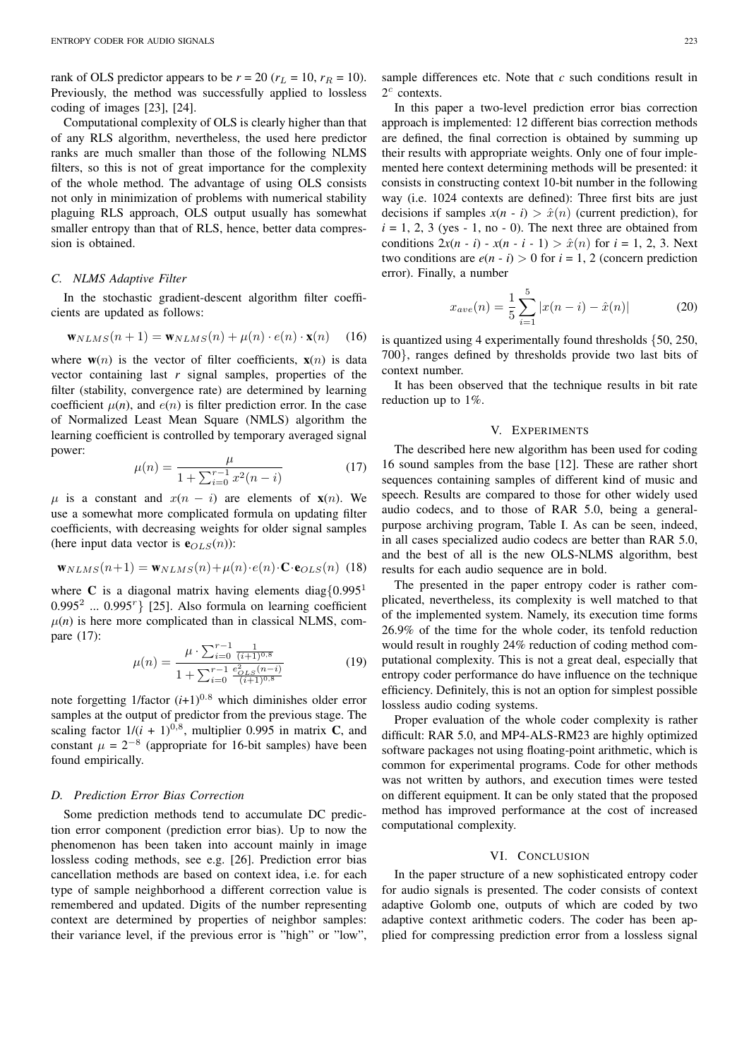rank of OLS predictor appears to be $r$ = 20 ($r_L$ = 10, $r_R$ = 10). Previously, the method was successfully applied to lossless coding of images [23], [24].

Computational complexity of OLS is clearly higher than that of any RLS algorithm, nevertheless, the used here predictor ranks are much smaller than those of the following NLMS filters, so this is not of great importance for the complexity of the whole method. The advantage of using OLS consists not only in minimization of problems with numerical stability plaguing RLS approach, OLS output usually has somewhat smaller entropy than that of RLS, hence, better data compression is obtained.

### C. NLMS Adaptive Filter

In the stochastic gradient-descent algorithm filter coefficients are updated as follows:

$$\mathbf{w}_{NLMS}(n+1) = \mathbf{w}_{NLMS}(n) + \mu(n) \cdot e(n) \cdot \mathbf{x}(n) \quad (16)$$

where $\mathbf{w}(n)$ is the vector of filter coefficients, $\mathbf{x}(n)$ is data vector containing last $r$ signal samples, properties of the filter (stability, convergence rate) are determined by learning coefficient $\mu(n)$, and $e(n)$ is filter prediction error. In the case of Normalized Least Mean Square (NMLS) algorithm the learning coefficient is controlled by temporary averaged signal power:

$$\mu(n) = \frac{\mu}{1 + \sum_{i=0}^{r-1} x^2(n-i)} \quad (17)$$

$\mu$ is a constant and $x(n-i)$ are elements of $\mathbf{x}(n)$. We use a somewhat more complicated formula on updating filter coefficients, with decreasing weights for older signal samples (here input data vector is $\mathbf{e}_{OLS}(n)$):

$$\mathbf{w}_{NLMS}(n+1) = \mathbf{w}_{NLMS}(n) + \mu(n) \cdot e(n) \cdot \mathbf{C} \cdot \mathbf{e}_{OLS}(n) \quad (18)$$

where $\mathbf{C}$ is a diagonal matrix having elements diag$\{0.995^1$ $0.995^2$ ... $0.995^r\}$ [25]. Also formula on learning coefficient $\mu(n)$ is here more complicated than in classical NLMS, compare (17):

$$\mu(n) = \frac{\mu \cdot \sum_{i=0}^{r-1} \frac{1}{(i+1)^{0.8}}}{1 + \sum_{i=0}^{r-1} \frac{e_{OLS}^2(n-i)}{(i+1)^{0.8}}} \quad (19)$$

note forgetting 1/factor $(i+1)^{0.8}$ which diminishes older error samples at the output of predictor from the previous stage. The scaling factor $1/(i+1)^{0,8}$, multiplier 0.995 in matrix $\mathbf{C}$, and constant $\mu = 2^{-8}$ (appropriate for 16-bit samples) have been found empirically.

### D. Prediction Error Bias Correction

Some prediction methods tend to accumulate DC prediction error component (prediction error bias). Up to now the phenomenon has been taken into account mainly in image lossless coding methods, see e.g. [26]. Prediction error bias cancellation methods are based on context idea, i.e. for each type of sample neighborhood a different correction value is remembered and updated. Digits of the number representing context are determined by properties of neighbor samples: their variance level, if the previous error is "high" or "low", sample differences etc. Note that $c$ such conditions result in $2^c$ contexts.

In this paper a two-level prediction error bias correction approach is implemented: 12 different bias correction methods are defined, the final correction is obtained by summing up their results with appropriate weights. Only one of four implemented here context determining methods will be presented: it consists in constructing context 10-bit number in the following way (i.e. 1024 contexts are defined): Three first bits are just decisions if samples $x(n-i) > \hat{x}(n)$ (current prediction), for $i$ = 1, 2, 3 (yes - 1, no - 0). The next three are obtained from conditions $2x(n-i) - x(n-i-1) > \hat{x}(n)$ for $i$ = 1, 2, 3. Next two conditions are $e(n-i) > 0$ for $i$ = 1, 2 (concern prediction error). Finally, a number

$$x_{ave}(n) = \frac{1}{5} \sum_{i=1}^{5} |x(n-i) - \hat{x}(n)| \quad (20)$$

is quantized using 4 experimentally found thresholds {50, 250, 700}, ranges defined by thresholds provide two last bits of context number.

It has been observed that the technique results in bit rate reduction up to 1%.

## V. Experiments

The described here new algorithm has been used for coding 16 sound samples from the base [12]. These are rather short sequences containing samples of different kind of music and speech. Results are compared to those for other widely used audio codecs, and to those of RAR 5.0, being a general-purpose archiving program, Table I. As can be seen, indeed, in all cases specialized audio codecs are better than RAR 5.0, and the best of all is the new OLS-NLMS algorithm, best results for each audio sequence are in bold.

The presented in the paper entropy coder is rather complicated, nevertheless, its complexity is well matched to that of the implemented system. Namely, its execution time forms 26.9% of the time for the whole coder, its tenfold reduction would result in roughly 24% reduction of coding method computational complexity. This is not a great deal, especially that entropy coder performance do have influence on the technique efficiency. Definitely, this is not an option for simplest possible lossless audio coding systems.

Proper evaluation of the whole coder complexity is rather difficult: RAR 5.0, and MP4-ALS-RM23 are highly optimized software packages not using floating-point arithmetic, which is common for experimental programs. Code for other methods was not written by authors, and execution times were tested on different equipment. It can be only stated that the proposed method has improved performance at the cost of increased computational complexity.

## VI. Conclusion

In the paper structure of a new sophisticated entropy coder for audio signals is presented. The coder consists of context adaptive Golomb one, outputs of which are coded by two adaptive context arithmetic coders. The coder has been applied for compressing prediction error from a lossless signal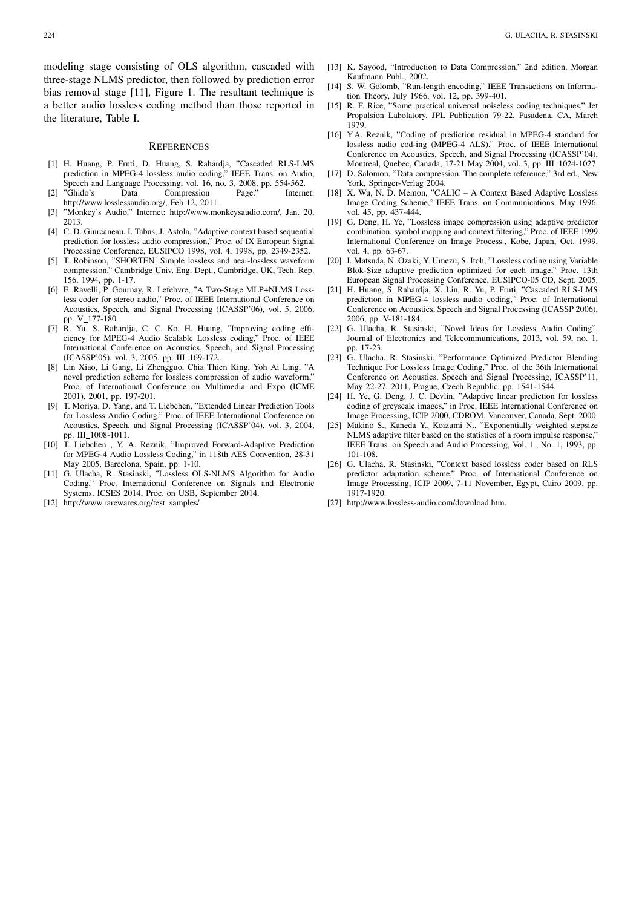modeling stage consisting of OLS algorithm, cascaded with three-stage NLMS predictor, then followed by prediction error bias removal stage [11], Figure 1. The resultant technique is a better audio lossless coding method than those reported in the literature, Table I.

## REFERENCES

[1] H. Huang, P. Frnti, D. Huang, S. Rahardja, "Cascaded RLS-LMS prediction in MPEG-4 lossless audio coding," IEEE Trans. on Audio, Speech and Language Processing, vol. 16, no. 3, 2008, pp. 554-562.

[2] "Ghido's Data Compression Page." Internet: http://www.losslessaudio.org/, Feb 12, 2011.

[3] "Monkey's Audio." Internet: http://www.monkeysaudio.com/, Jan. 20, 2013.

[4] C. D. Giurcaneau, I. Tabus, J. Astola, "Adaptive context based sequential prediction for lossless audio compression," Proc. of IX European Signal Processing Conference, EUSIPCO 1998, vol. 4, 1998, pp. 2349-2352.

[5] T. Robinson, "SHORTEN: Simple lossless and near-lossless waveform compression," Cambridge Univ. Eng. Dept., Cambridge, UK, Tech. Rep. 156, 1994, pp. 1-17.

[6] E. Ravelli, P. Gournay, R. Lefebvre, "A Two-Stage MLP+NLMS Lossless coder for stereo audio," Proc. of IEEE International Conference on Acoustics, Speech, and Signal Processing (ICASSP'06), vol. 5, 2006, pp. V_177-180.

[7] R. Yu, S. Rahardja, C. C. Ko, H. Huang, "Improving coding efficiency for MPEG-4 Audio Scalable Lossless coding," Proc. of IEEE International Conference on Acoustics, Speech, and Signal Processing (ICASSP'05), vol. 3, 2005, pp. III_169-172.

[8] Lin Xiao, Li Gang, Li Zhengguo, Chia Thien King, Yoh Ai Ling, "A novel prediction scheme for lossless compression of audio waveform," Proc. of International Conference on Multimedia and Expo (ICME 2001), 2001, pp. 197-201.

[9] T. Moriya, D. Yang, and T. Liebchen, "Extended Linear Prediction Tools for Lossless Audio Coding," Proc. of IEEE International Conference on Acoustics, Speech, and Signal Processing (ICASSP'04), vol. 3, 2004, pp. III_1008-1011.

[10] T. Liebchen , Y. A. Reznik, "Improved Forward-Adaptive Prediction for MPEG-4 Audio Lossless Coding," in 118th AES Convention, 28-31 May 2005, Barcelona, Spain, pp. 1-10.

[11] G. Ulacha, R. Stasinski, "Lossless OLS-NLMS Algorithm for Audio Coding," Proc. International Conference on Signals and Electronic Systems, ICSES 2014, Proc. on USB, September 2014.

[12] http://www.rarewares.org/test_samples/

[13] K. Sayood, "Introduction to Data Compression," 2nd edition, Morgan Kaufmann Publ., 2002.

[14] S. W. Golomb, "Run-length encoding," IEEE Transactions on Information Theory, July 1966, vol. 12, pp. 399-401.

[15] R. F. Rice, "Some practical universal noiseless coding techniques," Jet Propulsion Labolatory, JPL Publication 79-22, Pasadena, CA, March 1979.

[16] Y.A. Reznik, "Coding of prediction residual in MPEG-4 standard for lossless audio cod-ing (MPEG-4 ALS)," Proc. of IEEE International Conference on Acoustics, Speech, and Signal Processing (ICASSP'04), Montreal, Quebec, Canada, 17-21 May 2004, vol. 3, pp. III_1024-1027.

[17] D. Salomon, "Data compression. The complete reference," 3rd ed., New York, Springer-Verlag 2004.

[18] X. Wu, N. D. Memon, "CALIC – A Context Based Adaptive Lossless Image Coding Scheme," IEEE Trans. on Communications, May 1996, vol. 45, pp. 437-444.

[19] G. Deng, H. Ye, "Lossless image compression using adaptive predictor combination, symbol mapping and context filtering," Proc. of IEEE 1999 International Conference on Image Process., Kobe, Japan, Oct. 1999, vol. 4, pp. 63-67.

[20] I. Matsuda, N. Ozaki, Y. Umezu, S. Itoh, "Lossless coding using Variable Blok-Size adaptive prediction optimized for each image," Proc. 13th European Signal Processing Conference, EUSIPCO-05 CD, Sept. 2005.

[21] H. Huang, S. Rahardja, X. Lin, R. Yu, P. Frnti, "Cascaded RLS-LMS prediction in MPEG-4 lossless audio coding," Proc. of International Conference on Acoustics, Speech and Signal Processing (ICASSP 2006), 2006, pp. V-181-184.

[22] G. Ulacha, R. Stasinski, "Novel Ideas for Lossless Audio Coding", Journal of Electronics and Telecommunications, 2013, vol. 59, no. 1, pp. 17-23.

[23] G. Ulacha, R. Stasinski, "Performance Optimized Predictor Blending Technique For Lossless Image Coding," Proc. of the 36th International Conference on Acoustics, Speech and Signal Processing, ICASSP'11, May 22-27, 2011, Prague, Czech Republic, pp. 1541-1544.

[24] H. Ye, G. Deng, J. C. Devlin, "Adaptive linear prediction for lossless coding of greyscale images," in Proc. IEEE International Conference on Image Processing, ICIP 2000, CDROM, Vancouver, Canada, Sept. 2000.

[25] Makino S., Kaneda Y., Koizumi N., "Exponentially weighted stepsize NLMS adaptive filter based on the statistics of a room impulse response," IEEE Trans. on Speech and Audio Processing, Vol. 1 , No. 1, 1993, pp. 101-108.

[26] G. Ulacha, R. Stasinski, "Context based lossless coder based on RLS predictor adaptation scheme," Proc. of International Conference on Image Processing, ICIP 2009, 7-11 November, Egypt, Cairo 2009, pp. 1917-1920.

[27] http://www.lossless-audio.com/download.htm.